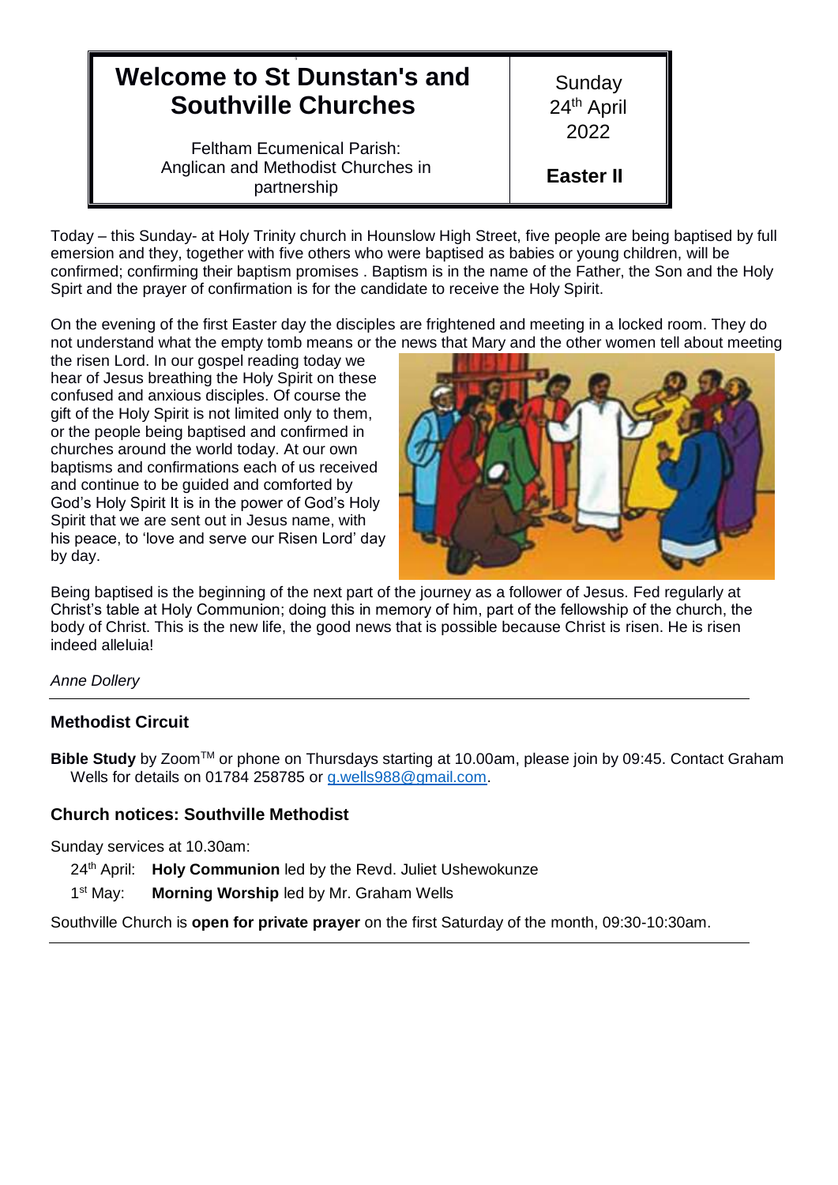| **Welcome to St Dunstan's and Southville Churches**<br><br>Feltham Ecumenical Parish: Anglican and Methodist Churches in partnership | Sunday 24th April 2022<br><br>**Easter II** |
|---|---|

Today – this Sunday- at Holy Trinity church in Hounslow High Street, five people are being baptised by full emersion and they, together with five others who were baptised as babies or young children, will be confirmed; confirming their baptism promises . Baptism is in the name of the Father, the Son and the Holy Spirt and the prayer of confirmation is for the candidate to receive the Holy Spirit.

On the evening of the first Easter day the disciples are frightened and meeting in a locked room. They do not understand what the empty tomb means or the news that Mary and the other women tell about meeting the risen Lord. In our gospel reading today we hear of Jesus breathing the Holy Spirit on these confused and anxious disciples. Of course the gift of the Holy Spirit is not limited only to them, or the people being baptised and confirmed in churches around the world today. At our own baptisms and confirmations each of us received and continue to be guided and comforted by God's Holy Spirit It is in the power of God's Holy Spirit that we are sent out in Jesus name, with his peace, to 'love and serve our Risen Lord' day by day.

Being baptised is the beginning of the next part of the journey as a follower of Jesus. Fed regularly at Christ's table at Holy Communion; doing this in memory of him, part of the fellowship of the church, the body of Christ. This is the new life, the good news that is possible because Christ is risen. He is risen indeed alleluia!

*Anne Dollery*

---

### Methodist Circuit

**Bible Study** by Zoom™ or phone on Thursdays starting at 10.00am, please join by 09:45. Contact Graham Wells for details on 01784 258785 or g.wells988@gmail.com.

### Church notices: Southville Methodist

Sunday services at 10.30am:

24th April: **Holy Communion** led by the Revd. Juliet Ushewokunze

1st May: **Morning Worship** led by Mr. Graham Wells

Southville Church is **open for private prayer** on the first Saturday of the month, 09:30-10:30am.

---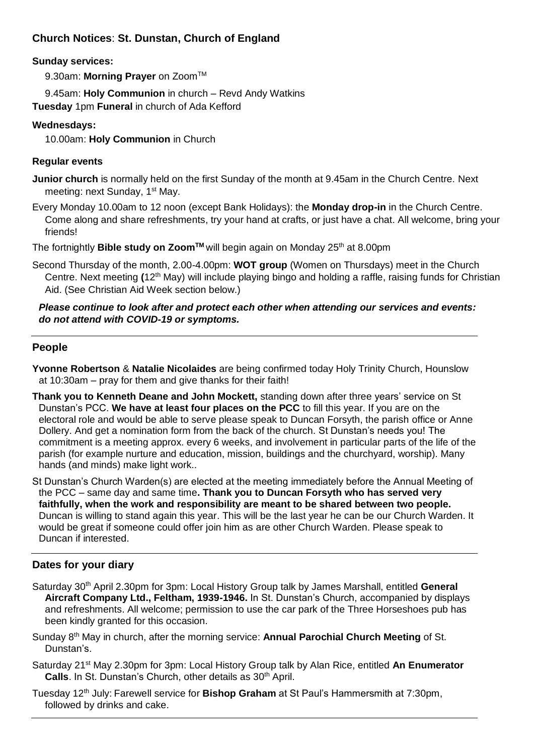## Church Notices: St. Dunstan, Church of England

**Sunday services:**

9.30am: **Morning Prayer** on Zoom™

9.45am: **Holy Communion** in church – Revd Andy Watkins

**Tuesday** 1pm **Funeral** in church of Ada Kefford

**Wednesdays:**

10.00am: **Holy Communion** in Church

**Regular events**

**Junior church** is normally held on the first Sunday of the month at 9.45am in the Church Centre. Next meeting: next Sunday, 1st May.

Every Monday 10.00am to 12 noon (except Bank Holidays): the **Monday drop-in** in the Church Centre. Come along and share refreshments, try your hand at crafts, or just have a chat. All welcome, bring your friends!

The fortnightly **Bible study on Zoom™** will begin again on Monday 25th at 8.00pm

Second Thursday of the month, 2.00-4.00pm: **WOT group** (Women on Thursdays) meet in the Church Centre. Next meeting **(**12th May) will include playing bingo and holding a raffle, raising funds for Christian Aid. (See Christian Aid Week section below.)

***Please continue to look after and protect each other when attending our services and events: do not attend with COVID-19 or symptoms.***

---

## People

**Yvonne Robertson** & **Natalie Nicolaides** are being confirmed today Holy Trinity Church, Hounslow at 10:30am – pray for them and give thanks for their faith!

**Thank you to Kenneth Deane and John Mockett,** standing down after three years' service on St Dunstan's PCC. **We have at least four places on the PCC** to fill this year. If you are on the electoral role and would be able to serve please speak to Duncan Forsyth, the parish office or Anne Dollery. And get a nomination form from the back of the church. St Dunstan's needs you! The commitment is a meeting approx. every 6 weeks, and involvement in particular parts of the life of the parish (for example nurture and education, mission, buildings and the churchyard, worship). Many hands (and minds) make light work..

St Dunstan's Church Warden(s) are elected at the meeting immediately before the Annual Meeting of the PCC – same day and same time**. Thank you to Duncan Forsyth who has served very faithfully, when the work and responsibility are meant to be shared between two people.** Duncan is willing to stand again this year. This will be the last year he can be our Church Warden. It would be great if someone could offer join him as are other Church Warden. Please speak to Duncan if interested.

---

## Dates for your diary

Saturday 30th April 2.30pm for 3pm: Local History Group talk by James Marshall, entitled **General Aircraft Company Ltd., Feltham, 1939-1946.** In St. Dunstan's Church, accompanied by displays and refreshments. All welcome; permission to use the car park of the Three Horseshoes pub has been kindly granted for this occasion.

Sunday 8th May in church, after the morning service: **Annual Parochial Church Meeting** of St. Dunstan's.

Saturday 21st May 2.30pm for 3pm: Local History Group talk by Alan Rice, entitled **An Enumerator Calls**. In St. Dunstan's Church, other details as 30th April.

Tuesday 12th July: Farewell service for **Bishop Graham** at St Paul's Hammersmith at 7:30pm, followed by drinks and cake.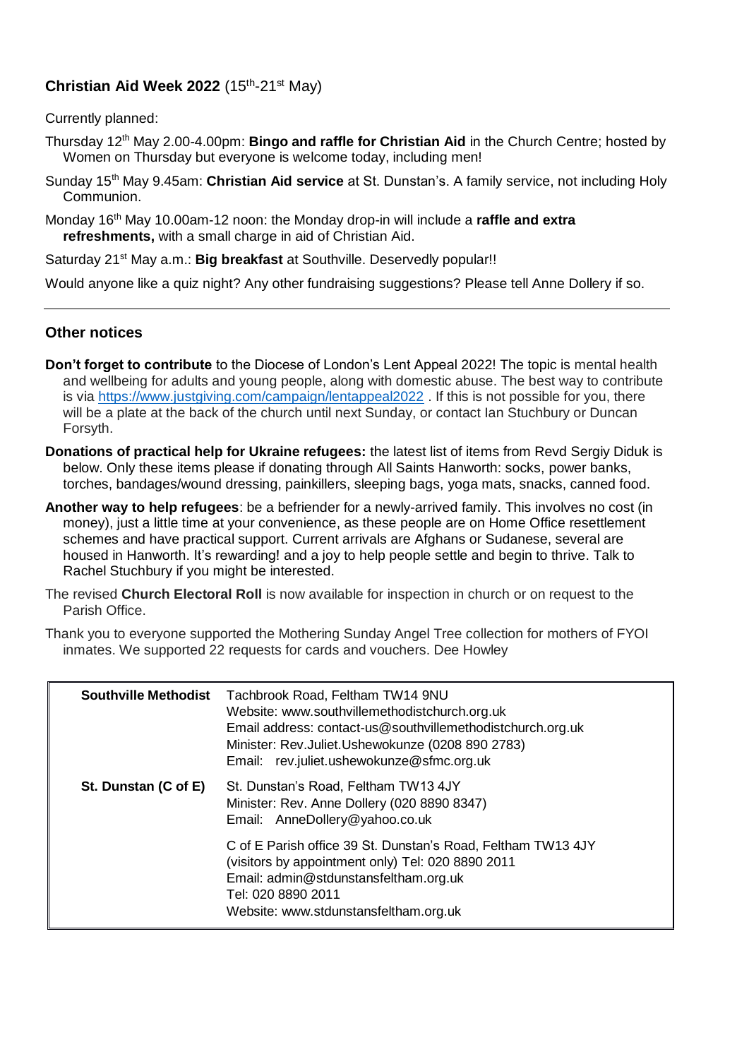## **Christian Aid Week 2022** (15th-21st May)

Currently planned:

Thursday 12th May 2.00-4.00pm: **Bingo and raffle for Christian Aid** in the Church Centre; hosted by Women on Thursday but everyone is welcome today, including men!

Sunday 15th May 9.45am: **Christian Aid service** at St. Dunstan's. A family service, not including Holy Communion.

Monday 16th May 10.00am-12 noon: the Monday drop-in will include a **raffle and extra refreshments,** with a small charge in aid of Christian Aid.

Saturday 21st May a.m.: **Big breakfast** at Southville. Deservedly popular!!

Would anyone like a quiz night? Any other fundraising suggestions? Please tell Anne Dollery if so.

---

## **Other notices**

**Don't forget to contribute** to the Diocese of London's Lent Appeal 2022! The topic is mental health and wellbeing for adults and young people, along with domestic abuse. The best way to contribute is via https://www.justgiving.com/campaign/lentappeal2022 . If this is not possible for you, there will be a plate at the back of the church until next Sunday, or contact Ian Stuchbury or Duncan Forsyth.

**Donations of practical help for Ukraine refugees:** the latest list of items from Revd Sergiy Diduk is below. Only these items please if donating through All Saints Hanworth: socks, power banks, torches, bandages/wound dressing, painkillers, sleeping bags, yoga mats, snacks, canned food.

**Another way to help refugees**: be a befriender for a newly-arrived family. This involves no cost (in money), just a little time at your convenience, as these people are on Home Office resettlement schemes and have practical support. Current arrivals are Afghans or Sudanese, several are housed in Hanworth. It's rewarding! and a joy to help people settle and begin to thrive. Talk to Rachel Stuchbury if you might be interested.

The revised **Church Electoral Roll** is now available for inspection in church or on request to the Parish Office.

Thank you to everyone supported the Mothering Sunday Angel Tree collection for mothers of FYOI inmates. We supported 22 requests for cards and vouchers. Dee Howley

| | |
|---|---|
| **Southville Methodist** | Tachbrook Road, Feltham TW14 9NU<br>Website: www.southvillemethodistchurch.org.uk<br>Email address: contact-us@southvillemethodistchurch.org.uk<br>Minister: Rev.Juliet.Ushewokunze (0208 890 2783)<br>Email: rev.juliet.ushewokunze@sfmc.org.uk |
| **St. Dunstan (C of E)** | St. Dunstan's Road, Feltham TW13 4JY<br>Minister: Rev. Anne Dollery (020 8890 8347)<br>Email: AnneDollery@yahoo.co.uk<br><br>C of E Parish office 39 St. Dunstan's Road, Feltham TW13 4JY<br>(visitors by appointment only) Tel: 020 8890 2011<br>Email: admin@stdunstansfeltham.org.uk<br>Tel: 020 8890 2011<br>Website: www.stdunstansfeltham.org.uk |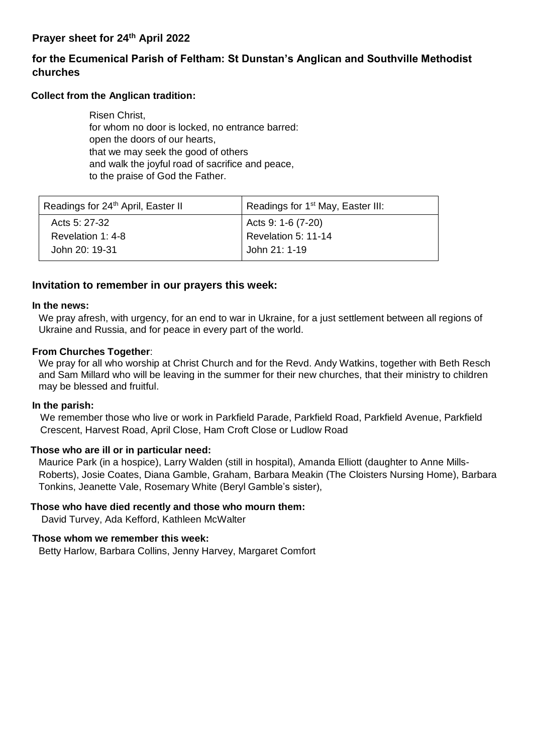**Prayer sheet for 24th April 2022**

**for the Ecumenical Parish of Feltham: St Dunstan's Anglican and Southville Methodist churches**

**Collect from the Anglican tradition:**

Risen Christ,
for whom no door is locked, no entrance barred:
open the doors of our hearts,
that we may seek the good of others
and walk the joyful road of sacrifice and peace,
to the praise of God the Father.

| Readings for 24th April, Easter II | Readings for 1st May, Easter III: |
|---|---|
| Acts 5: 27-32<br>Revelation 1: 4-8<br>John 20: 19-31 | Acts 9: 1-6 (7-20)<br>Revelation 5: 11-14<br>John 21: 1-19 |

## Invitation to remember in our prayers this week:

**In the news:**

We pray afresh, with urgency, for an end to war in Ukraine, for a just settlement between all regions of Ukraine and Russia, and for peace in every part of the world.

**From Churches Together**:

We pray for all who worship at Christ Church and for the Revd. Andy Watkins, together with Beth Resch and Sam Millard who will be leaving in the summer for their new churches, that their ministry to children may be blessed and fruitful.

**In the parish:**

We remember those who live or work in Parkfield Parade, Parkfield Road, Parkfield Avenue, Parkfield Crescent, Harvest Road, April Close, Ham Croft Close or Ludlow Road

**Those who are ill or in particular need:**

Maurice Park (in a hospice), Larry Walden (still in hospital), Amanda Elliott (daughter to Anne Mills-Roberts), Josie Coates, Diana Gamble, Graham, Barbara Meakin (The Cloisters Nursing Home), Barbara Tonkins, Jeanette Vale, Rosemary White (Beryl Gamble's sister),

**Those who have died recently and those who mourn them:**

David Turvey, Ada Kefford, Kathleen McWalter

**Those whom we remember this week:**

Betty Harlow, Barbara Collins, Jenny Harvey, Margaret Comfort